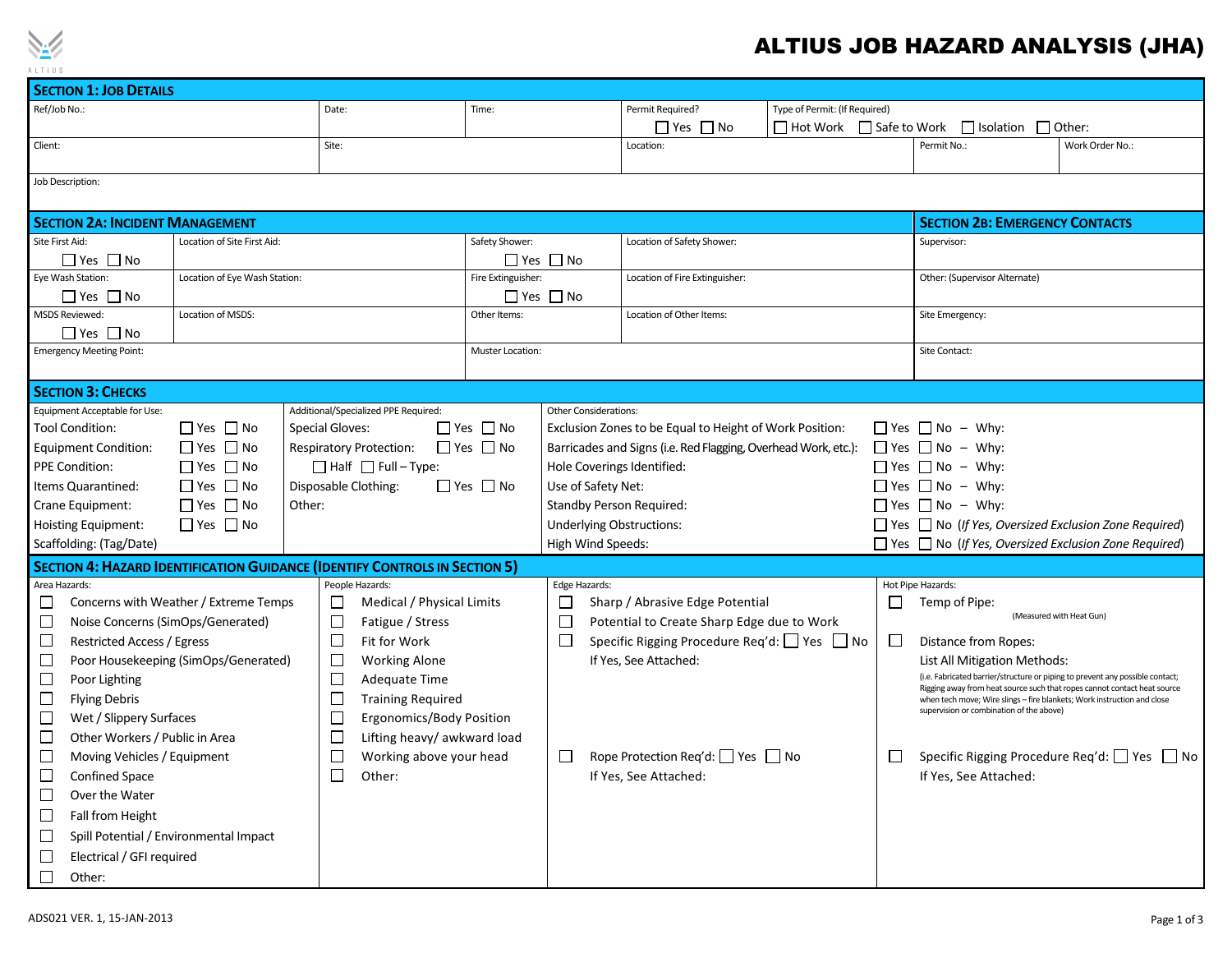# ALTIUS JOB HAZARD ANALYSIS (JHA)

## Section 1: Job Details

| Ref/Job No.: | Date: | Time: | Permit Required? ☐ Yes ☐ No | Type of Permit: (If Required) ☐ Hot Work ☐ Safe to Work ☐ Isolation ☐ Other: | |
|---|---|---|---|---|---|
| Client: | Site: | | Location: | Permit No.: | Work Order No.: |
| Job Description: | | | | | |

## Section 2A: Incident Management

| Site First Aid: ☐ Yes ☐ No | Location of Site First Aid: | Safety Shower: ☐ Yes ☐ No | Location of Safety Shower: |
|---|---|---|---|
| Eye Wash Station: ☐ Yes ☐ No | Location of Eye Wash Station: | Fire Extinguisher: ☐ Yes ☐ No | Location of Fire Extinguisher: |
| MSDS Reviewed: ☐ Yes ☐ No | Location of MSDS: | Other Items: | Location of Other Items: |
| Emergency Meeting Point: | | Muster Location: | |

## Section 2B: Emergency Contacts

| |
|---|
| Supervisor: |
| Other: (Supervisor Alternate) |
| Site Emergency: |
| Site Contact: |

## Section 3: Checks

**Equipment Acceptable for Use:**

- Tool Condition: ☐ Yes ☐ No
- Equipment Condition: ☐ Yes ☐ No
- PPE Condition: ☐ Yes ☐ No
- Items Quarantined: ☐ Yes ☐ No
- Crane Equipment: ☐ Yes ☐ No
- Hoisting Equipment: ☐ Yes ☐ No
- Scaffolding: (Tag/Date)

**Additional/Specialized PPE Required:**

- Special Gloves: ☐ Yes ☐ No
- Respiratory Protection: ☐ Yes ☐ No
  - ☐ Half ☐ Full – Type:
- Disposable Clothing: ☐ Yes ☐ No
- Other:

**Other Considerations:**

- Exclusion Zones to be Equal to Height of Work Position: ☐ Yes ☐ No – Why:
- Barricades and Signs (i.e. Red Flagging, Overhead Work, etc.): ☐ Yes ☐ No – Why:
- Hole Coverings Identified: ☐ Yes ☐ No – Why:
- Use of Safety Net: ☐ Yes ☐ No – Why:
- Standby Person Required: ☐ Yes ☐ No – Why:
- Underlying Obstructions: ☐ Yes ☐ No (*If Yes, Oversized Exclusion Zone Required*)
- High Wind Speeds: ☐ Yes ☐ No (*If Yes, Oversized Exclusion Zone Required*)

## Section 4: Hazard Identification Guidance (Identify Controls in Section 5)

**Area Hazards:**

- ☐ Concerns with Weather / Extreme Temps
- ☐ Noise Concerns (SimOps/Generated)
- ☐ Restricted Access / Egress
- ☐ Poor Housekeeping (SimOps/Generated)
- ☐ Poor Lighting
- ☐ Flying Debris
- ☐ Wet / Slippery Surfaces
- ☐ Other Workers / Public in Area
- ☐ Moving Vehicles / Equipment
- ☐ Confined Space
- ☐ Over the Water
- ☐ Fall from Height
- ☐ Spill Potential / Environmental Impact
- ☐ Electrical / GFI required
- ☐ Other:

**People Hazards:**

- ☐ Medical / Physical Limits
- ☐ Fatigue / Stress
- ☐ Fit for Work
- ☐ Working Alone
- ☐ Adequate Time
- ☐ Training Required
- ☐ Ergonomics/Body Position
- ☐ Lifting heavy/ awkward load
- ☐ Working above your head
- ☐ Other:

**Edge Hazards:**

- ☐ Sharp / Abrasive Edge Potential
- ☐ Potential to Create Sharp Edge due to Work
- ☐ Specific Rigging Procedure Req'd: ☐ Yes ☐ No
  If Yes, See Attached:
- ☐ Rope Protection Req'd: ☐ Yes ☐ No
  If Yes, See Attached:

**Hot Pipe Hazards:**

- ☐ Temp of Pipe:
  (Measured with Heat Gun)
- ☐ Distance from Ropes:
  List All Mitigation Methods:
  (i.e. Fabricated barrier/structure or piping to prevent any possible contact; Rigging away from heat source such that ropes cannot contact heat source when tech move; Wire slings – fire blankets; Work instruction and close supervision or combination of the above)
- ☐ Specific Rigging Procedure Req'd: ☐ Yes ☐ No
  If Yes, See Attached:

ADS021 VER. 1, 15-JAN-2013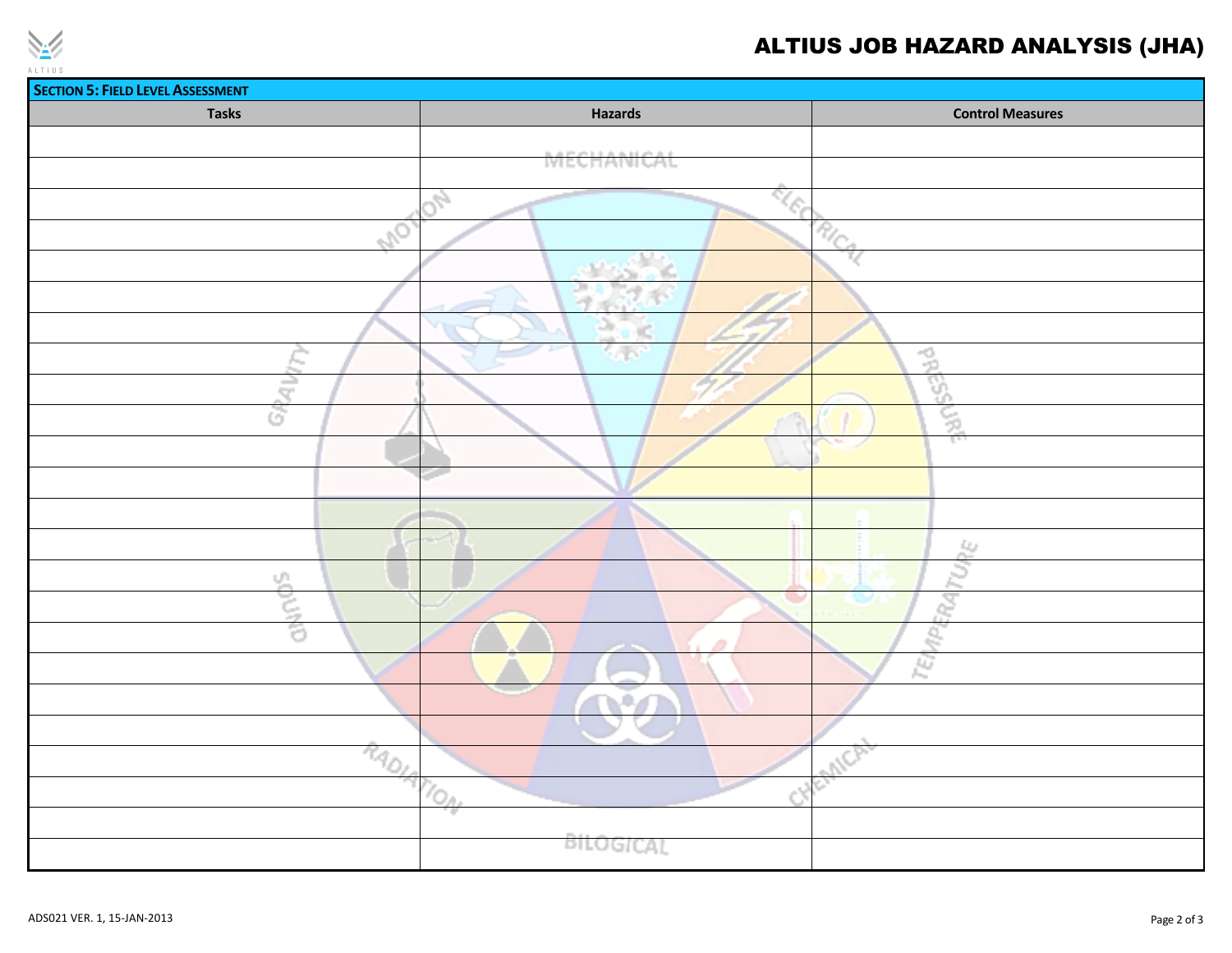# ALTIUS JOB HAZARD ANALYSIS (JHA)

## SECTION 5: FIELD LEVEL ASSESSMENT

| Tasks | Hazards | Control Measures |
|---|---|---|
| | | |
| | | |
| | | |
| | | |
| | | |
| | | |
| | | |
| | | |
| | | |
| | | |
| | | |
| | | |
| | | |
| | | |
| | | |
| | | |
| | | |
| | | |
| | | |
| | | |
| | | |
| | | |
| | | |
| | | |

ADS021 VER. 1, 15-JAN-2013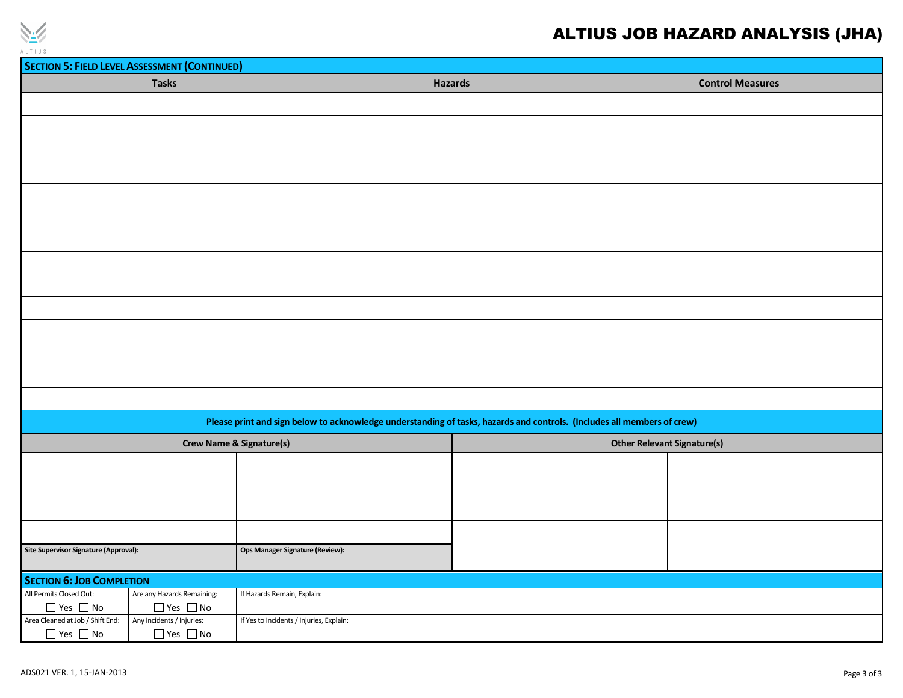# ALTIUS JOB HAZARD ANALYSIS (JHA)

## SECTION 5: FIELD LEVEL ASSESSMENT (CONTINUED)

| Tasks | Hazards | Control Measures |
|---|---|---|
| | | |
| | | |
| | | |
| | | |
| | | |
| | | |
| | | |
| | | |
| | | |
| | | |
| | | |
| | | |
| | | |
| | | |

**Please print and sign below to acknowledge understanding of tasks, hazards and controls. (Includes all members of crew)**

| Crew Name & Signature(s) | | Other Relevant Signature(s) | |
|---|---|---|---|
| | | | |
| | | | |
| | | | |
| | | | |
| Site Supervisor Signature (Approval): | Ops Manager Signature (Review): | | |

## SECTION 6: JOB COMPLETION

| | | |
|---|---|---|
| All Permits Closed Out: ☐ Yes ☐ No | Are any Hazards Remaining: ☐ Yes ☐ No | If Hazards Remain, Explain: |
| Area Cleaned at Job / Shift End: ☐ Yes ☐ No | Any Incidents / Injuries: ☐ Yes ☐ No | If Yes to Incidents / Injuries, Explain: |

ADS021 VER. 1, 15-JAN-2013